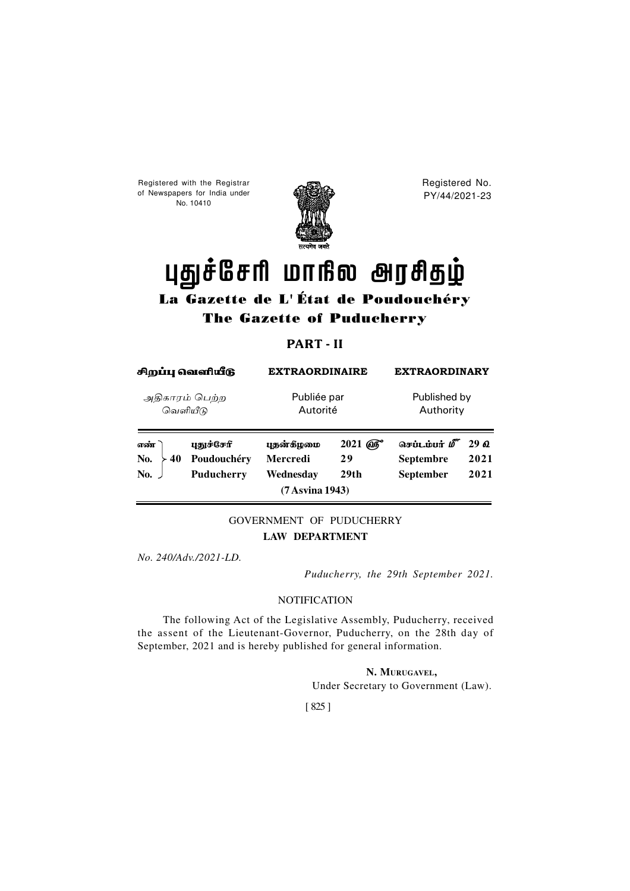Registered with the Registrar of Newspapers for India under No. 10410

Registered No. PY/44/2021-23

सत्यमेव जयते

# புதுச்சேரி மாநில அரசிதழ்

## La Gazette de L' État de Poudouchéry

## The Gazette of Puducherry

### PART - II

| சிறப்பு வெளியீடு | EXTRAORDINAIRE | EXTRAORDINARY |
|---|---|---|
| அதிகாரம் பெற்ற வெளியீடு | Publiée par Autorité | Published by Authority |

| | | | | | | |
|---|---|---|---|---|---|---|
| எண் | 40 | புதுச்சேரி | புதன்கிழமை | 2021 ஆம் | செப்டம்பர் மீ | 29 வ |
| No. | 40 | Poudouchéry | Mercredi | 29 | Septembre | 2021 |
| No. | 40 | Puducherry | Wednesday | 29th | September | 2021 |
| | | | (7 Asvina 1943) | | | |

GOVERNMENT OF PUDUCHERRY

**LAW DEPARTMENT**

*No. 240/Adv./2021-LD.*

*Puducherry, the 29th September 2021.*

NOTIFICATION

The following Act of the Legislative Assembly, Puducherry, received the assent of the Lieutenant-Governor, Puducherry, on the 28th day of September, 2021 and is hereby published for general information.

**N. Murugavel,**
Under Secretary to Government (Law).

[ 825 ]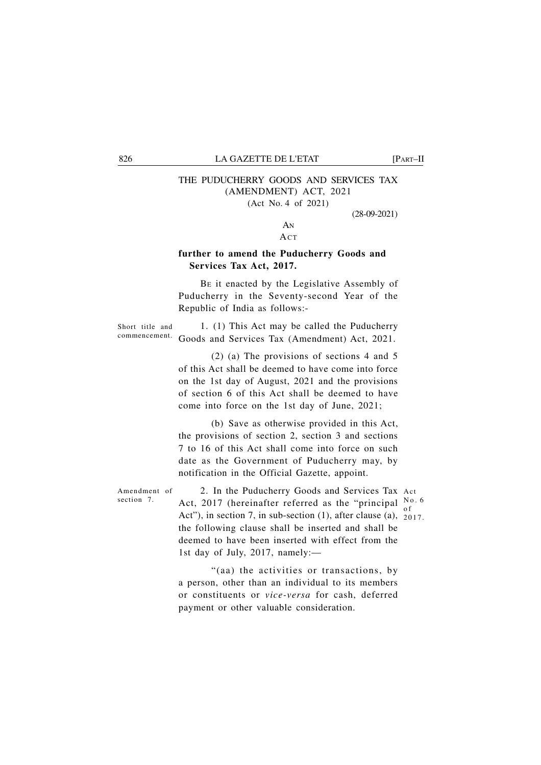# THE PUDUCHERRY GOODS AND SERVICES TAX (AMENDMENT) ACT, 2021

(Act No. 4 of 2021)

(28-09-2021)

AN

ACT

**further to amend the Puducherry Goods and Services Tax Act, 2017.**

BE it enacted by the Legislative Assembly of Puducherry in the Seventy-second Year of the Republic of India as follows:-

Short title and commencement.

1. (1) This Act may be called the Puducherry Goods and Services Tax (Amendment) Act, 2021.

(2) (a) The provisions of sections 4 and 5 of this Act shall be deemed to have come into force on the 1st day of August, 2021 and the provisions of section 6 of this Act shall be deemed to have come into force on the 1st day of June, 2021;

(b) Save as otherwise provided in this Act, the provisions of section 2, section 3 and sections 7 to 16 of this Act shall come into force on such date as the Government of Puducherry may, by notification in the Official Gazette, appoint.

Amendment of section 7.

2. In the Puducherry Goods and Services Tax Act, 2017 (hereinafter referred as the "principal Act"), in section 7, in sub-section (1), after clause (a), the following clause shall be inserted and shall be deemed to have been inserted with effect from the 1st day of July, 2017, namely:—

Act No. 6 of 2017.

"(aa) the activities or transactions, by a person, other than an individual to its members or constituents or *vice-versa* for cash, deferred payment or other valuable consideration.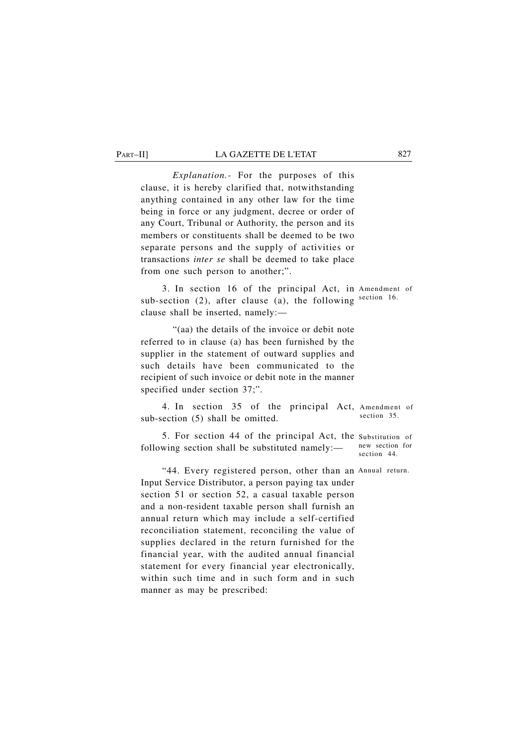*Explanation.-* For the purposes of this clause, it is hereby clarified that, notwithstanding anything contained in any other law for the time being in force or any judgment, decree or order of any Court, Tribunal or Authority, the person and its members or constituents shall be deemed to be two separate persons and the supply of activities or transactions *inter se* shall be deemed to take place from one such person to another;".

Amendment of section 16.

3. In section 16 of the principal Act, in sub-section (2), after clause (a), the following clause shall be inserted, namely:—

"(aa) the details of the invoice or debit note referred to in clause (a) has been furnished by the supplier in the statement of outward supplies and such details have been communicated to the recipient of such invoice or debit note in the manner specified under section 37;".

Amendment of section 35.

4. In section 35 of the principal Act, sub-section (5) shall be omitted.

Substitution of new section for section 44.

5. For section 44 of the principal Act, the following section shall be substituted namely:—

Annual return.

"44. Every registered person, other than an Input Service Distributor, a person paying tax under section 51 or section 52, a casual taxable person and a non-resident taxable person shall furnish an annual return which may include a self-certified reconciliation statement, reconciling the value of supplies declared in the return furnished for the financial year, with the audited annual financial statement for every financial year electronically, within such time and in such form and in such manner as may be prescribed: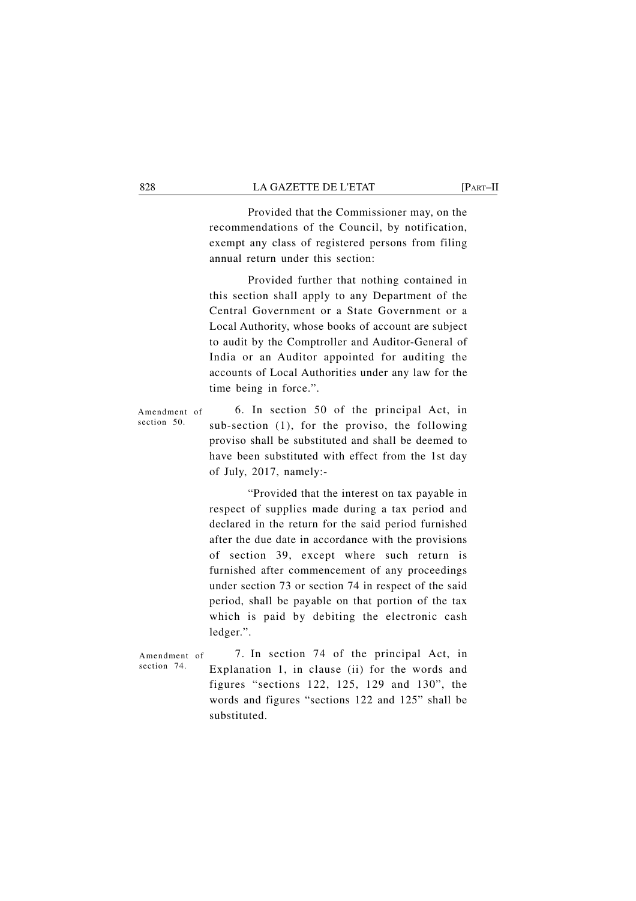Provided that the Commissioner may, on the recommendations of the Council, by notification, exempt any class of registered persons from filing annual return under this section:

Provided further that nothing contained in this section shall apply to any Department of the Central Government or a State Government or a Local Authority, whose books of account are subject to audit by the Comptroller and Auditor-General of India or an Auditor appointed for auditing the accounts of Local Authorities under any law for the time being in force.".

Amendment of section 50.

6. In section 50 of the principal Act, in sub-section (1), for the proviso, the following proviso shall be substituted and shall be deemed to have been substituted with effect from the 1st day of July, 2017, namely:-

"Provided that the interest on tax payable in respect of supplies made during a tax period and declared in the return for the said period furnished after the due date in accordance with the provisions of section 39, except where such return is furnished after commencement of any proceedings under section 73 or section 74 in respect of the said period, shall be payable on that portion of the tax which is paid by debiting the electronic cash ledger.".

Amendment of section 74.

7. In section 74 of the principal Act, in Explanation 1, in clause (ii) for the words and figures "sections 122, 125, 129 and 130", the words and figures "sections 122 and 125" shall be substituted.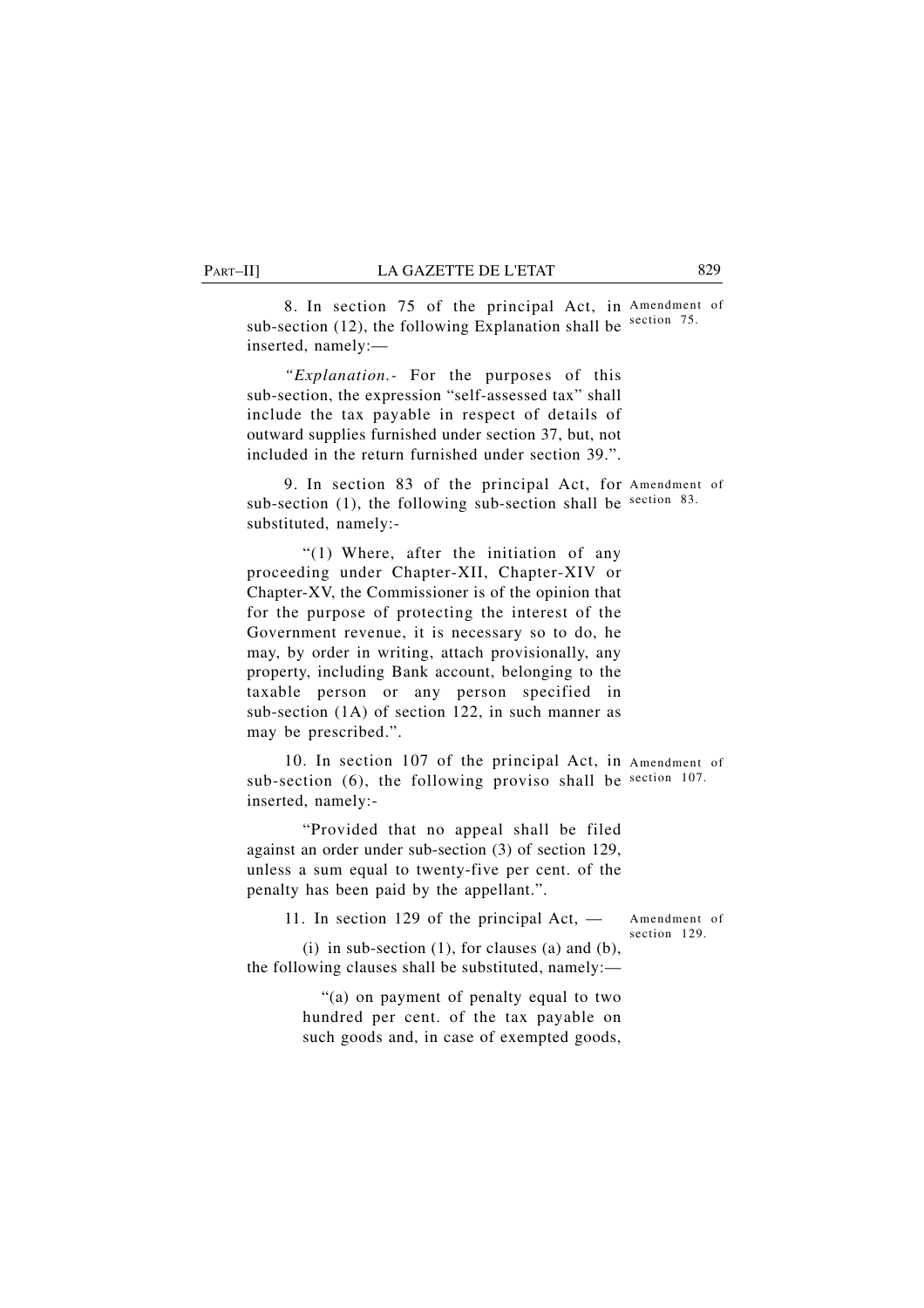8. In section 75 of the principal Act, in sub-section (12), the following Explanation shall be inserted, namely:—

Amendment of section 75.

*"Explanation.-* For the purposes of this sub-section, the expression "self-assessed tax" shall include the tax payable in respect of details of outward supplies furnished under section 37, but, not included in the return furnished under section 39.".

9. In section 83 of the principal Act, for sub-section (1), the following sub-section shall be substituted, namely:-

Amendment of section 83.

"(1) Where, after the initiation of any proceeding under Chapter-XII, Chapter-XIV or Chapter-XV, the Commissioner is of the opinion that for the purpose of protecting the interest of the Government revenue, it is necessary so to do, he may, by order in writing, attach provisionally, any property, including Bank account, belonging to the taxable person or any person specified in sub-section (1A) of section 122, in such manner as may be prescribed.".

10. In section 107 of the principal Act, in sub-section (6), the following proviso shall be inserted, namely:-

Amendment of section 107.

"Provided that no appeal shall be filed against an order under sub-section (3) of section 129, unless a sum equal to twenty-five per cent. of the penalty has been paid by the appellant.".

11. In section 129 of the principal Act, —

Amendment of section 129.

(i) in sub-section (1), for clauses (a) and (b), the following clauses shall be substituted, namely:—

"(a) on payment of penalty equal to two hundred per cent. of the tax payable on such goods and, in case of exempted goods,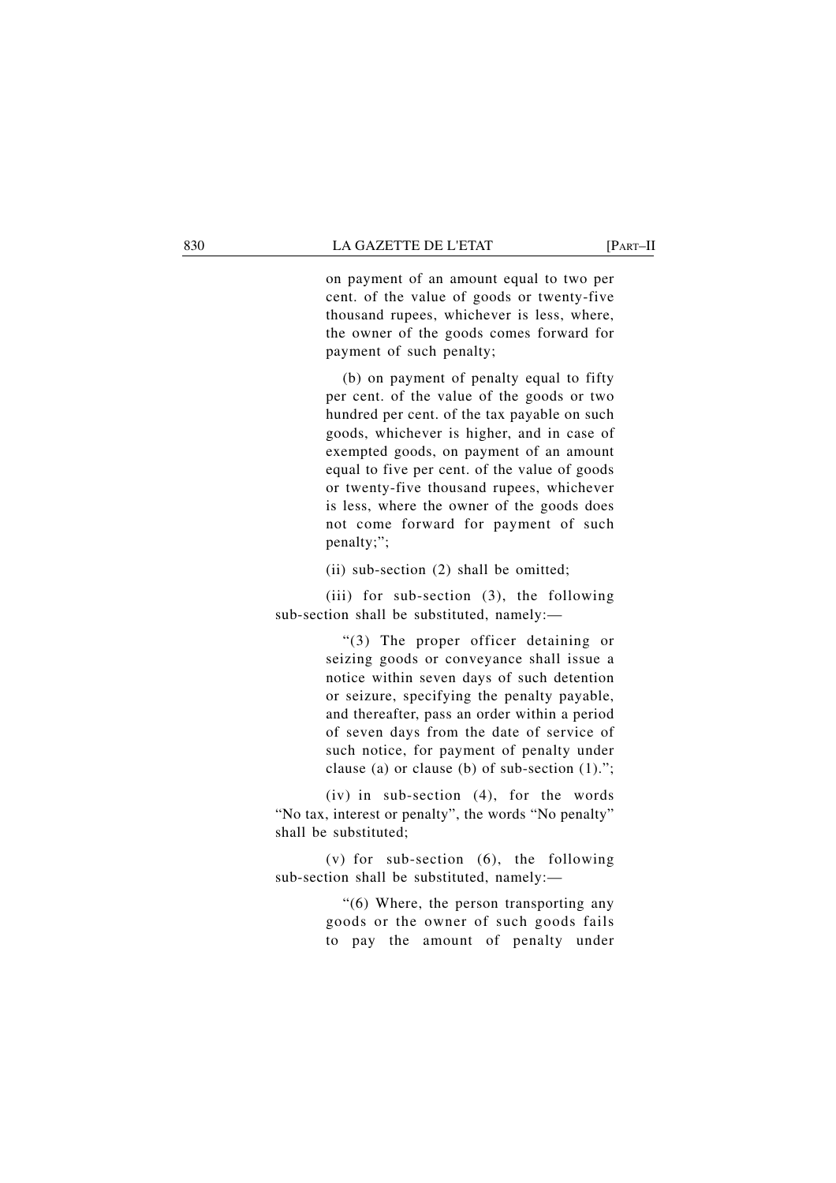on payment of an amount equal to two per cent. of the value of goods or twenty-five thousand rupees, whichever is less, where, the owner of the goods comes forward for payment of such penalty;

(b) on payment of penalty equal to fifty per cent. of the value of the goods or two hundred per cent. of the tax payable on such goods, whichever is higher, and in case of exempted goods, on payment of an amount equal to five per cent. of the value of goods or twenty-five thousand rupees, whichever is less, where the owner of the goods does not come forward for payment of such penalty;";

(ii) sub-section (2) shall be omitted;

(iii) for sub-section (3), the following sub-section shall be substituted, namely:—

"(3) The proper officer detaining or seizing goods or conveyance shall issue a notice within seven days of such detention or seizure, specifying the penalty payable, and thereafter, pass an order within a period of seven days from the date of service of such notice, for payment of penalty under clause (a) or clause (b) of sub-section (1).";

(iv) in sub-section (4), for the words "No tax, interest or penalty", the words "No penalty" shall be substituted;

(v) for sub-section (6), the following sub-section shall be substituted, namely:—

"(6) Where, the person transporting any goods or the owner of such goods fails to pay the amount of penalty under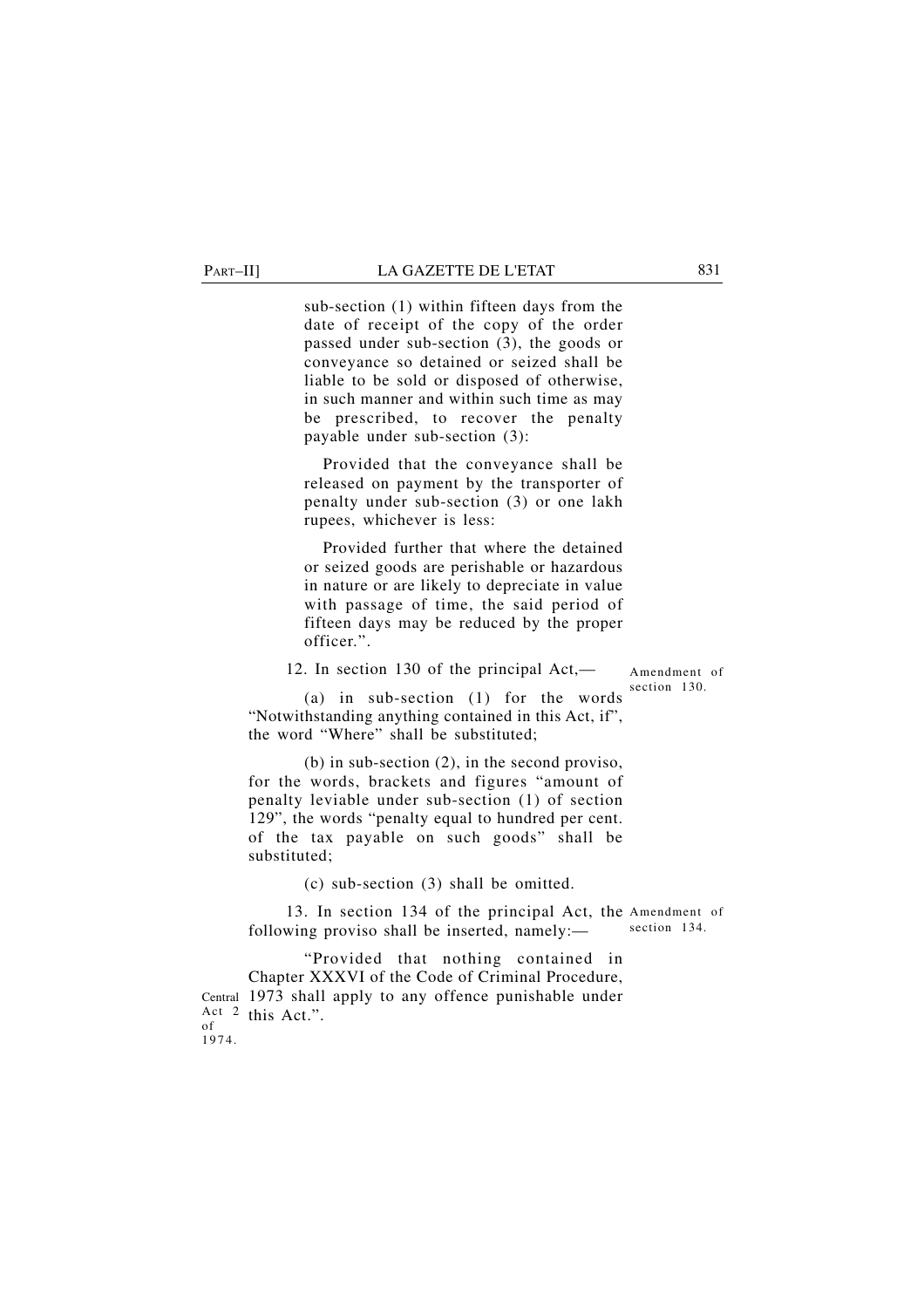sub-section (1) within fifteen days from the date of receipt of the copy of the order passed under sub-section (3), the goods or conveyance so detained or seized shall be liable to be sold or disposed of otherwise, in such manner and within such time as may be prescribed, to recover the penalty payable under sub-section (3):

Provided that the conveyance shall be released on payment by the transporter of penalty under sub-section (3) or one lakh rupees, whichever is less:

Provided further that where the detained or seized goods are perishable or hazardous in nature or are likely to depreciate in value with passage of time, the said period of fifteen days may be reduced by the proper officer.".

Amendment of section 130.

12. In section 130 of the principal Act,—

(a) in sub-section (1) for the words "Notwithstanding anything contained in this Act, if", the word "Where" shall be substituted;

(b) in sub-section (2), in the second proviso, for the words, brackets and figures "amount of penalty leviable under sub-section (1) of section 129", the words "penalty equal to hundred per cent. of the tax payable on such goods" shall be substituted;

(c) sub-section (3) shall be omitted.

Amendment of section 134.

13. In section 134 of the principal Act, the following proviso shall be inserted, namely:—

"Provided that nothing contained in Chapter XXXVI of the Code of Criminal Procedure, 1973 shall apply to any offence punishable under this Act.".

Central Act 2 of 1974.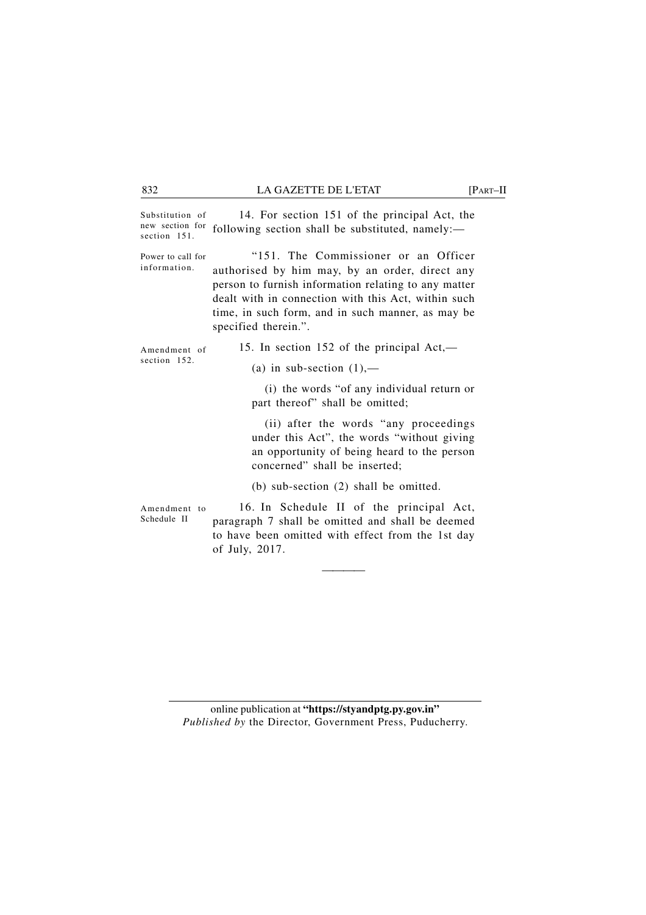Substitution of new section for section 151.

14. For section 151 of the principal Act, the following section shall be substituted, namely:—

Power to call for information.

"151. The Commissioner or an Officer authorised by him may, by an order, direct any person to furnish information relating to any matter dealt with in connection with this Act, within such time, in such form, and in such manner, as may be specified therein.".

Amendment of section 152.

15. In section 152 of the principal Act,—

(a) in sub-section (1),—

(i) the words "of any individual return or part thereof" shall be omitted;

(ii) after the words "any proceedings under this Act", the words "without giving an opportunity of being heard to the person concerned" shall be inserted;

(b) sub-section (2) shall be omitted.

Amendment to Schedule II

16. In Schedule II of the principal Act, paragraph 7 shall be omitted and shall be deemed to have been omitted with effect from the 1st day of July, 2017.

———

online publication at **"https://styandptg.py.gov.in"**
*Published by* the Director, Government Press, Puducherry.